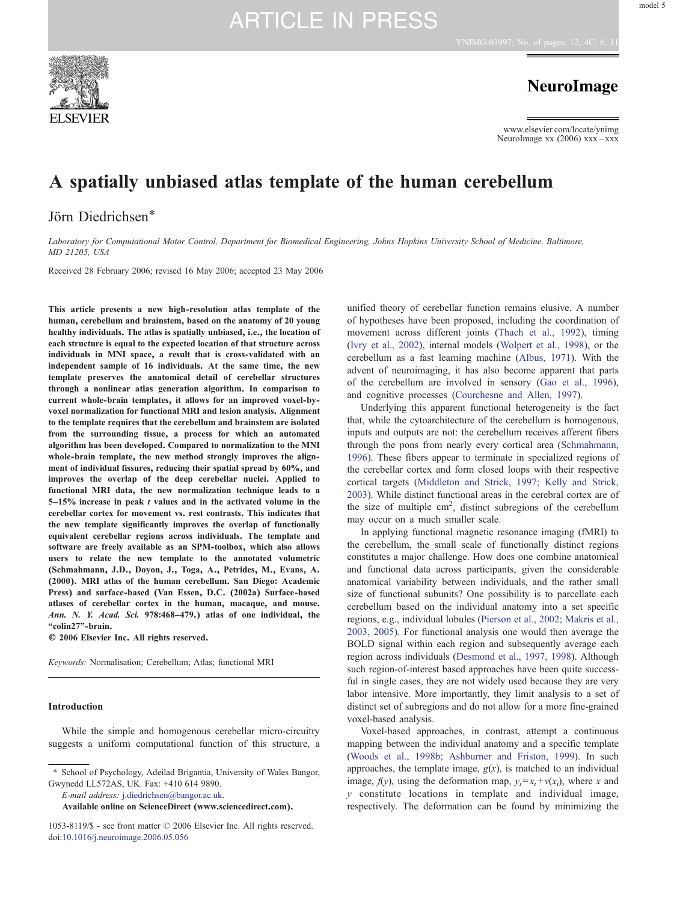# A spatially unbiased atlas template of the human cerebellum

Jörn Diedrichsen*

*Laboratory for Computational Motor Control, Department for Biomedical Engineering, Johns Hopkins University School of Medicine, Baltimore, MD 21205, USA*

Received 28 February 2006; revised 16 May 2006; accepted 23 May 2006

**This article presents a new high-resolution atlas template of the human, cerebellum and brainstem, based on the anatomy of 20 young healthy individuals. The atlas is spatially unbiased, i.e., the location of each structure is equal to the expected location of that structure across individuals in MNI space, a result that is cross-validated with an independent sample of 16 individuals. At the same time, the new template preserves the anatomical detail of cerebellar structures through a nonlinear atlas generation algorithm. In comparison to current whole-brain templates, it allows for an improved voxel-by-voxel normalization for functional MRI and lesion analysis. Alignment to the template requires that the cerebellum and brainstem are isolated from the surrounding tissue, a process for which an automated algorithm has been developed. Compared to normalization to the MNI whole-brain template, the new method strongly improves the alignment of individual fissures, reducing their spatial spread by 60%, and improves the overlap of the deep cerebellar nuclei. Applied to functional MRI data, the new normalization technique leads to a 5–15% increase in peak *t* values and in the activated volume in the cerebellar cortex for movement vs. rest contrasts. This indicates that the new template significantly improves the overlap of functionally equivalent cerebellar regions across individuals. The template and software are freely available as an SPM-toolbox, which also allows users to relate the new template to the annotated volumetric (Schmahmann, J.D., Doyon, J., Toga, A., Petrides, M., Evans, A. (2000). MRI atlas of the human cerebellum. San Diego: Academic Press) and surface-based (Van Essen, D.C. (2002a) Surface-based atlases of cerebellar cortex in the human, macaque, and mouse. *Ann. N. Y. Acad. Sci.* 978:468–479.) atlas of one individual, the "colin27"-brain.**

**© 2006 Elsevier Inc. All rights reserved.**

*Keywords:* Normalisation; Cerebellum; Atlas; functional MRI

## Introduction

While the simple and homogenous cerebellar micro-circuitry suggests a uniform computational function of this structure, a unified theory of cerebellar function remains elusive. A number of hypotheses have been proposed, including the coordination of movement across different joints (Thach et al., 1992), timing (Ivry et al., 2002), internal models (Wolpert et al., 1998), or the cerebellum as a fast learning machine (Albus, 1971). With the advent of neuroimaging, it has also become apparent that parts of the cerebellum are involved in sensory (Gao et al., 1996), and cognitive processes (Courchesne and Allen, 1997).

Underlying this apparent functional heterogeneity is the fact that, while the cytoarchitecture of the cerebellum is homogenous, inputs and outputs are not: the cerebellum receives afferent fibers through the pons from nearly every cortical area (Schmahmann, 1996). These fibers appear to terminate in specialized regions of the cerebellar cortex and form closed loops with their respective cortical targets (Middleton and Strick, 1997; Kelly and Strick, 2003). While distinct functional areas in the cerebral cortex are of the size of multiple $cm^2$, distinct subregions of the cerebellum may occur on a much smaller scale.

In applying functional magnetic resonance imaging (fMRI) to the cerebellum, the small scale of functionally distinct regions constitutes a major challenge. How does one combine anatomical and functional data across participants, given the considerable anatomical variability between individuals, and the rather small size of functional subunits? One possibility is to parcellate each cerebellum based on the individual anatomy into a set specific regions, e.g., individual lobules (Pierson et al., 2002; Makris et al., 2003, 2005). For functional analysis one would then average the BOLD signal within each region and subsequently average each region across individuals (Desmond et al., 1997, 1998). Although such region-of-interest based approaches have been quite successful in single cases, they are not widely used because they are very labor intensive. More importantly, they limit analysis to a set of distinct set of subregions and do not allow for a more fine-grained voxel-based analysis.

Voxel-based approaches, in contrast, attempt a continuous mapping between the individual anatomy and a specific template (Woods et al., 1998b; Ashburner and Friston, 1999). In such approaches, the template image, $g(x)$, is matched to an individual image, $f(y)$, using the deformation map, $y_i = x_i + v(x_i)$, where $x$ and $y$ constitute locations in template and individual image, respectively. The deformation can be found by minimizing the

\* School of Psychology, Adeilad Brigantia, University of Wales Bangor, Gwynedd LL572AS, UK. Fax: +410 614 9890.

*E-mail address:* j.diedrichsen@bangor.ac.uk.

**Available online on ScienceDirect (www.sciencedirect.com).**

1053-8119/$ - see front matter © 2006 Elsevier Inc. All rights reserved.
doi:10.1016/j.neuroimage.2006.05.056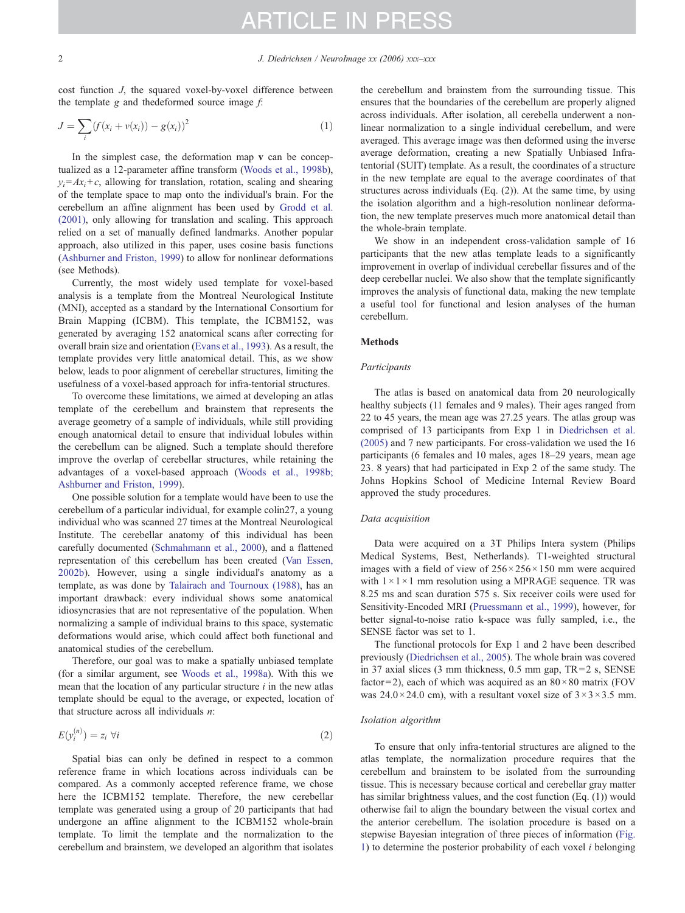cost function $J$, the squared voxel-by-voxel difference between the template $g$ and thedeformed source image $f$:

$$J = \sum_i (f(x_i + v(x_i)) - g(x_i))^2 \quad (1)$$

In the simplest case, the deformation map **v** can be conceptualized as a 12-parameter affine transform (Woods et al., 1998b), $y_i = Ax_i + c$, allowing for translation, rotation, scaling and shearing of the template space to map onto the individual's brain. For the cerebellum an affine alignment has been used by Grodd et al. (2001), only allowing for translation and scaling. This approach relied on a set of manually defined landmarks. Another popular approach, also utilized in this paper, uses cosine basis functions (Ashburner and Friston, 1999) to allow for nonlinear deformations (see Methods).

Currently, the most widely used template for voxel-based analysis is a template from the Montreal Neurological Institute (MNI), accepted as a standard by the International Consortium for Brain Mapping (ICBM). This template, the ICBM152, was generated by averaging 152 anatomical scans after correcting for overall brain size and orientation (Evans et al., 1993). As a result, the template provides very little anatomical detail. This, as we show below, leads to poor alignment of cerebellar structures, limiting the usefulness of a voxel-based approach for infra-tentorial structures.

To overcome these limitations, we aimed at developing an atlas template of the cerebellum and brainstem that represents the average geometry of a sample of individuals, while still providing enough anatomical detail to ensure that individual lobules within the cerebellum can be aligned. Such a template should therefore improve the overlap of cerebellar structures, while retaining the advantages of a voxel-based approach (Woods et al., 1998b; Ashburner and Friston, 1999).

One possible solution for a template would have been to use the cerebellum of a particular individual, for example colin27, a young individual who was scanned 27 times at the Montreal Neurological Institute. The cerebellar anatomy of this individual has been carefully documented (Schmahmann et al., 2000), and a flattened representation of this cerebellum has been created (Van Essen, 2002b). However, using a single individual's anatomy as a template, as was done by Talairach and Tournoux (1988), has an important drawback: every individual shows some anatomical idiosyncrasies that are not representative of the population. When normalizing a sample of individual brains to this space, systematic deformations would arise, which could affect both functional and anatomical studies of the cerebellum.

Therefore, our goal was to make a spatially unbiased template (for a similar argument, see Woods et al., 1998a). With this we mean that the location of any particular structure $i$ in the new atlas template should be equal to the average, or expected, location of that structure across all individuals $n$:

$$E(y_i^{(n)}) = z_i \ \forall i \quad (2)$$

Spatial bias can only be defined in respect to a common reference frame in which locations across individuals can be compared. As a commonly accepted reference frame, we chose here the ICBM152 template. Therefore, the new cerebellar template was generated using a group of 20 participants that had undergone an affine alignment to the ICBM152 whole-brain template. To limit the template and the normalization to the cerebellum and brainstem, we developed an algorithm that isolates the cerebellum and brainstem from the surrounding tissue. This ensures that the boundaries of the cerebellum are properly aligned across individuals. After isolation, all cerebella underwent a nonlinear normalization to a single individual cerebellum, and were averaged. This average image was then deformed using the inverse average deformation, creating a new Spatially Unbiased Infratentorial (SUIT) template. As a result, the coordinates of a structure in the new template are equal to the average coordinates of that structures across individuals (Eq. (2)). At the same time, by using the isolation algorithm and a high-resolution nonlinear deformation, the new template preserves much more anatomical detail than the whole-brain template.

We show in an independent cross-validation sample of 16 participants that the new atlas template leads to a significantly improvement in overlap of individual cerebellar fissures and of the deep cerebellar nuclei. We also show that the template significantly improves the analysis of functional data, making the new template a useful tool for functional and lesion analyses of the human cerebellum.

## Methods

### *Participants*

The atlas is based on anatomical data from 20 neurologically healthy subjects (11 females and 9 males). Their ages ranged from 22 to 45 years, the mean age was 27.25 years. The atlas group was comprised of 13 participants from Exp 1 in Diedrichsen et al. (2005) and 7 new participants. For cross-validation we used the 16 participants (6 females and 10 males, ages 18–29 years, mean age 23. 8 years) that had participated in Exp 2 of the same study. The Johns Hopkins School of Medicine Internal Review Board approved the study procedures.

### *Data acquisition*

Data were acquired on a 3T Philips Intera system (Philips Medical Systems, Best, Netherlands). T1-weighted structural images with a field of view of 256 × 256 × 150 mm were acquired with 1 × 1 × 1 mm resolution using a MPRAGE sequence. TR was 8.25 ms and scan duration 575 s. Six receiver coils were used for Sensitivity-Encoded MRI (Pruessmann et al., 1999), however, for better signal-to-noise ratio k-space was fully sampled, i.e., the SENSE factor was set to 1.

The functional protocols for Exp 1 and 2 have been described previously (Diedrichsen et al., 2005). The whole brain was covered in 37 axial slices (3 mm thickness, 0.5 mm gap, TR = 2 s, SENSE factor = 2), each of which was acquired as an 80 × 80 matrix (FOV was 24.0 × 24.0 cm), with a resultant voxel size of 3 × 3 × 3.5 mm.

### *Isolation algorithm*

To ensure that only infra-tentorial structures are aligned to the atlas template, the normalization procedure requires that the cerebellum and brainstem to be isolated from the surrounding tissue. This is necessary because cortical and cerebellar gray matter has similar brightness values, and the cost function (Eq. (1)) would otherwise fail to align the boundary between the visual cortex and the anterior cerebellum. The isolation procedure is based on a stepwise Bayesian integration of three pieces of information (Fig. 1) to determine the posterior probability of each voxel $i$ belonging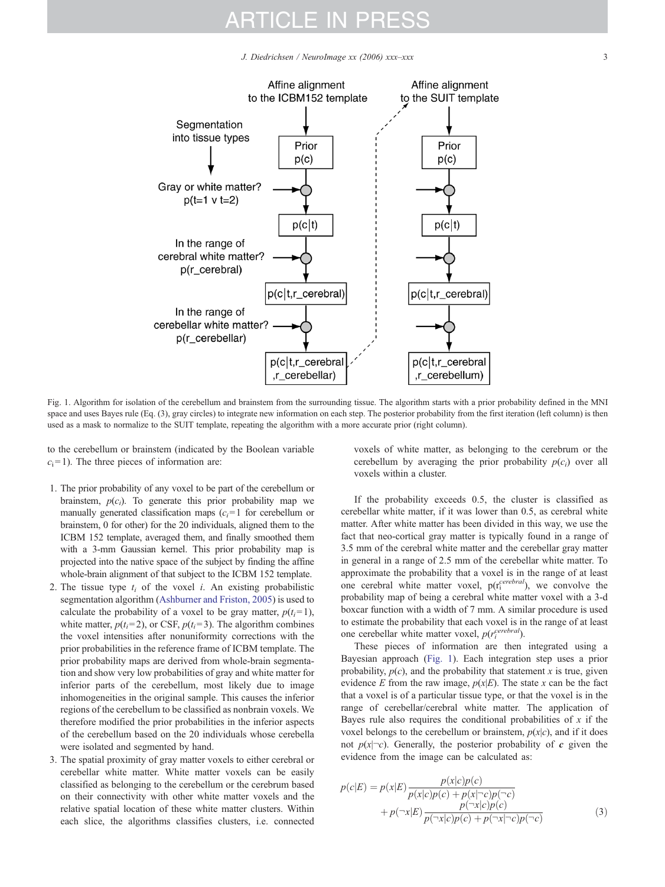Affine alignment to the ICBM152 template

Affine alignment to the SUIT template

Segmentation into tissue types

Prior p(c)

Prior p(c)

Gray or white matter? p(t=1 v t=2)

p(c|t)

p(c|t)

In the range of cerebral white matter? p(r_cerebral)

p(c|t,r_cerebral)

p(c|t,r_cerebral)

In the range of cerebellar white matter? p(r_cerebellar)

p(c|t,r_cerebral ,r_cerebellar)

p(c|t,r_cerebral ,r_cerebellum)

Fig. 1. Algorithm for isolation of the cerebellum and brainstem from the surrounding tissue. The algorithm starts with a prior probability defined in the MNI space and uses Bayes rule (Eq. (3), gray circles) to integrate new information on each step. The posterior probability from the first iteration (left column) is then used as a mask to normalize to the SUIT template, repeating the algorithm with a more accurate prior (right column).

to the cerebellum or brainstem (indicated by the Boolean variable $c_i = 1$). The three pieces of information are:

1. The prior probability of any voxel to be part of the cerebellum or brainstem, $p(c_i)$. To generate this prior probability map we manually generated classification maps ($c_i = 1$ for cerebellum or brainstem, 0 for other) for the 20 individuals, aligned them to the ICBM 152 template, averaged them, and finally smoothed them with a 3-mm Gaussian kernel. This prior probability map is projected into the native space of the subject by finding the affine whole-brain alignment of that subject to the ICBM 152 template.
2. The tissue type $t_i$ of the voxel $i$. An existing probabilistic segmentation algorithm (Ashburner and Friston, 2005) is used to calculate the probability of a voxel to be gray matter, $p(t_i = 1)$, white matter, $p(t_i = 2)$, or CSF, $p(t_i = 3)$. The algorithm combines the voxel intensities after nonuniformity corrections with the prior probabilities in the reference frame of ICBM template. The prior probability maps are derived from whole-brain segmentation and show very low probabilities of gray and white matter for inferior parts of the cerebellum, most likely due to image inhomogeneities in the original sample. This causes the inferior regions of the cerebellum to be classified as nonbrain voxels. We therefore modified the prior probabilities in the inferior aspects of the cerebellum based on the 20 individuals whose cerebella were isolated and segmented by hand.
3. The spatial proximity of gray matter voxels to either cerebral or cerebellar white matter. White matter voxels can be easily classified as belonging to the cerebellum or the cerebrum based on their connectivity with other white matter voxels and the relative spatial location of these white matter clusters. Within each slice, the algorithms classifies clusters, i.e. connected voxels of white matter, as belonging to the cerebrum or the cerebellum by averaging the prior probability $p(c_i)$ over all voxels within a cluster.

If the probability exceeds 0.5, the cluster is classified as cerebellar white matter, if it was lower than 0.5, as cerebral white matter. After white matter has been divided in this way, we use the fact that neo-cortical gray matter is typically found in a range of 3.5 mm of the cerebral white matter and the cerebellar gray matter in general in a range of 2.5 mm of the cerebellar white matter. To approximate the probability that a voxel is in the range of at least one cerebral white matter voxel, $p(r_i^{cerebral})$, we convolve the probability map of being a cerebral white matter voxel with a 3-d boxcar function with a width of 7 mm. A similar procedure is used to estimate the probability that each voxel is in the range of at least one cerebellar white matter voxel, $p(r_i^{cerebral})$.

These pieces of information are then integrated using a Bayesian approach (Fig. 1). Each integration step uses a prior probability, $p(c)$, and the probability that statement $x$ is true, given evidence $E$ from the raw image, $p(x|E)$. The state $x$ can be the fact that a voxel is of a particular tissue type, or that the voxel is in the range of cerebellar/cerebral white matter. The application of Bayes rule also requires the conditional probabilities of $x$ if the voxel belongs to the cerebellum or brainstem, $p(x|c)$, and if it does not $p(x|\neg c)$. Generally, the posterior probability of $\boldsymbol{c}$ given the evidence from the image can be calculated as:

$$p(c|E) = p(x|E)\frac{p(x|c)p(c)}{p(x|c)p(c) + p(x|\neg c)p(\neg c)} + p(\neg x|E)\frac{p(\neg x|c)p(c)}{p(\neg x|c)p(c) + p(\neg x|\neg c)p(\neg c)} \quad (3)$$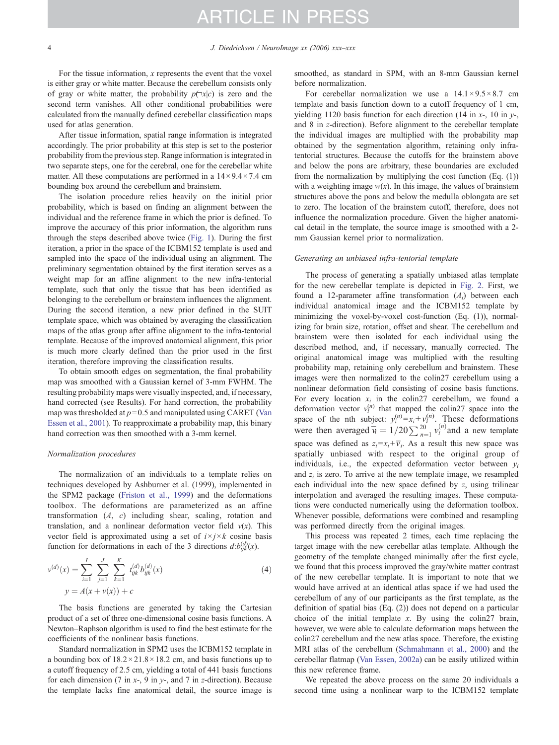For the tissue information, $x$ represents the event that the voxel is either gray or white matter. Because the cerebellum consists only of gray or white matter, the probability $p(\neg x|c)$ is zero and the second term vanishes. All other conditional probabilities were calculated from the manually defined cerebellar classification maps used for atlas generation.

After tissue information, spatial range information is integrated accordingly. The prior probability at this step is set to the posterior probability from the previous step. Range information is integrated in two separate steps, one for the cerebral, one for the cerebellar white matter. All these computations are performed in a 14×9.4×7.4 cm bounding box around the cerebellum and brainstem.

The isolation procedure relies heavily on the initial prior probability, which is based on finding an alignment between the individual and the reference frame in which the prior is defined. To improve the accuracy of this prior information, the algorithm runs through the steps described above twice (Fig. 1). During the first iteration, a prior in the space of the ICBM152 template is used and sampled into the space of the individual using an alignment. The preliminary segmentation obtained by the first iteration serves as a weight map for an affine alignment to the new infra-tentorial template, such that only the tissue that has been identified as belonging to the cerebellum or brainstem influences the alignment. During the second iteration, a new prior defined in the SUIT template space, which was obtained by averaging the classification maps of the atlas group after affine alignment to the infra-tentorial template. Because of the improved anatomical alignment, this prior is much more clearly defined than the prior used in the first iteration, therefore improving the classification results.

To obtain smooth edges on segmentation, the final probability map was smoothed with a Gaussian kernel of 3-mm FWHM. The resulting probability maps were visually inspected, and, if necessary, hand corrected (see Results). For hand correction, the probability map was thresholded at $p=0.5$ and manipulated using CARET (Van Essen et al., 2001). To reapproximate a probability map, this binary hand correction was then smoothed with a 3-mm kernel.

*Normalization procedures*

The normalization of an individuals to a template relies on techniques developed by Ashburner et al. (1999), implemented in the SPM2 package (Friston et al., 1999) and the deformations toolbox. The deformations are parameterized as an affine transformation ($A$, $c$) including shear, scaling, rotation and translation, and a nonlinear deformation vector field $v(x)$. This vector field is approximated using a set of $i\times j\times k$ cosine basis function for deformations in each of the 3 directions $d$:$b_{ijk}^{(d)}(x)$.

$$
\begin{aligned}
v^{(d)}(x) &= \sum_{i=1}^{I}\sum_{j=1}^{J}\sum_{k=1}^{K} t_{ijk}^{(d)} b_{ijk}^{(d)}(x) \\
y &= A(x+v(x))+c
\end{aligned}
\tag{4}
$$

The basis functions are generated by taking the Cartesian product of a set of three one-dimensional cosine basis functions. A Newton–Raphson algorithm is used to find the best estimate for the coefficients of the nonlinear basis functions.

Standard normalization in SPM2 uses the ICBM152 template in a bounding box of 18.2×21.8×18.2 cm, and basis functions up to a cutoff frequency of 2.5 cm, yielding a total of 441 basis functions for each dimension (7 in $x$-, 9 in $y$-, and 7 in $z$-direction). Because the template lacks fine anatomical detail, the source image is smoothed, as standard in SPM, with an 8-mm Gaussian kernel before normalization.

For cerebellar normalization we use a 14.1×9.5×8.7 cm template and basis function down to a cutoff frequency of 1 cm, yielding 1120 basis function for each direction (14 in $x$-, 10 in $y$-, and 8 in $z$-direction). Before alignment to the cerebellar template the individual images are multiplied with the probability map obtained by the segmentation algorithm, retaining only infra-tentorial structures. Because the cutoffs for the brainstem above and below the pons are arbitrary, these boundaries are excluded from the normalization by multiplying the cost function (Eq. (1)) with a weighting image $w(x)$. In this image, the values of brainstem structures above the pons and below the medulla oblongata are set to zero. The location of the brainstem cutoff, therefore, does not influence the normalization procedure. Given the higher anatomical detail in the template, the source image is smoothed with a 2-mm Gaussian kernel prior to normalization.

*Generating an unbiased infra-tentorial template*

The process of generating a spatially unbiased atlas template for the new cerebellar template is depicted in Fig. 2. First, we found a 12-parameter affine transformation ($A_i$) between each individual anatomical image and the ICBM152 template by minimizing the voxel-by-voxel cost-function (Eq. (1)), normalizing for brain size, rotation, offset and shear. The cerebellum and brainstem were then isolated for each individual using the described method, and, if necessary, manually corrected. The original anatomical image was multiplied with the resulting probability map, retaining only cerebellum and brainstem. These images were then normalized to the colin27 cerebellum using a nonlinear deformation field consisting of cosine basis functions. For every location $x_i$ in the colin27 cerebellum, we found a deformation vector $v_i^{(n)}$ that mapped the colin27 space into the space of the nth subject: $y_i^{(n)}=x_i+v_i^{(n)}$. These deformations were then averaged $\overline{v}_i = 1/20\sum_{n=1}^{20} v_i^{(n)}$ and a new template space was defined as $z_i=x_i+\overline{v}_i$. As a result this new space was spatially unbiased with respect to the original group of individuals, i.e., the expected deformation vector between $y_i$ and $z_i$ is zero. To arrive at the new template image, we resampled each individual into the new space defined by $z$, using trilinear interpolation and averaged the resulting images. These computations were conducted numerically using the deformation toolbox. Whenever possible, deformations were combined and resampling was performed directly from the original images.

This process was repeated 2 times, each time replacing the target image with the new cerebellar atlas template. Although the geometry of the template changed minimally after the first cycle, we found that this process improved the gray/white matter contrast of the new cerebellar template. It is important to note that we would have arrived at an identical atlas space if we had used the cerebellum of any of our participants as the first template, as the definition of spatial bias (Eq. (2)) does not depend on a particular choice of the initial template $x$. By using the colin27 brain, however, we were able to calculate deformation maps between the colin27 cerebellum and the new atlas space. Therefore, the existing MRI atlas of the cerebellum (Schmahmann et al., 2000) and the cerebellar flatmap (Van Essen, 2002a) can be easily utilized within this new reference frame.

We repeated the above process on the same 20 individuals a second time using a nonlinear warp to the ICBM152 template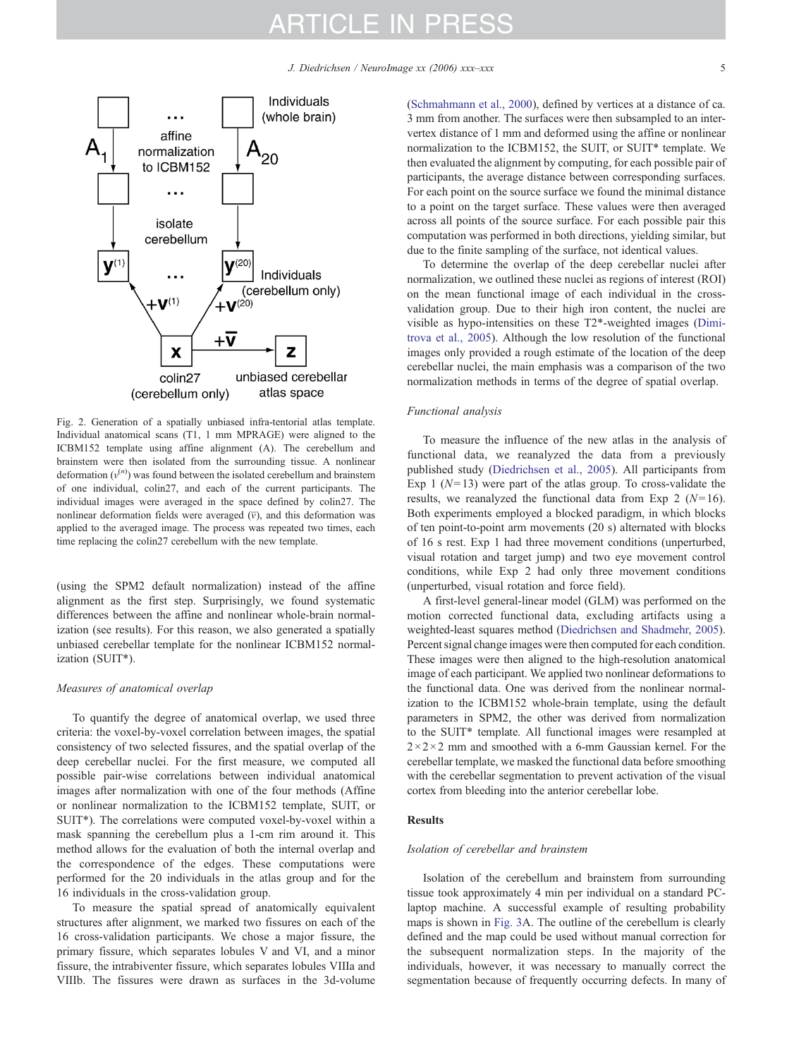Individuals (whole brain)

$A_1$

affine normalization to ICBM152

$A_{20}$

isolate cerebellum

$\mathbf{y}^{(1)}$

$\mathbf{y}^{(20)}$

Individuals (cerebellum only)

$+\mathbf{v}^{(1)}$

$+\mathbf{v}^{(20)}$

$+\bar{\mathbf{v}}$

$\mathbf{x}$

$\mathbf{z}$

colin27 (cerebellum only)

unbiased cerebellar atlas space

Fig. 2. Generation of a spatially unbiased infra-tentorial atlas template. Individual anatomical scans (T1, 1 mm MPRAGE) were aligned to the ICBM152 template using affine alignment (A). The cerebellum and brainstem were then isolated from the surrounding tissue. A nonlinear deformation ($v^{(n)}$) was found between the isolated cerebellum and brainstem of one individual, colin27, and each of the current participants. The individual images were averaged in the space defined by colin27. The nonlinear deformation fields were averaged ($\bar{v}$), and this deformation was applied to the averaged image. The process was repeated two times, each time replacing the colin27 cerebellum with the new template.

(using the SPM2 default normalization) instead of the affine alignment as the first step. Surprisingly, we found systematic differences between the affine and nonlinear whole-brain normalization (see results). For this reason, we also generated a spatially unbiased cerebellar template for the nonlinear ICBM152 normalization (SUIT*).

### *Measures of anatomical overlap*

To quantify the degree of anatomical overlap, we used three criteria: the voxel-by-voxel correlation between images, the spatial consistency of two selected fissures, and the spatial overlap of the deep cerebellar nuclei. For the first measure, we computed all possible pair-wise correlations between individual anatomical images after normalization with one of the four methods (Affine or nonlinear normalization to the ICBM152 template, SUIT, or SUIT*). The correlations were computed voxel-by-voxel within a mask spanning the cerebellum plus a 1-cm rim around it. This method allows for the evaluation of both the internal overlap and the correspondence of the edges. These computations were performed for the 20 individuals in the atlas group and for the 16 individuals in the cross-validation group.

To measure the spatial spread of anatomically equivalent structures after alignment, we marked two fissures on each of the 16 cross-validation participants. We chose a major fissure, the primary fissure, which separates lobules V and VI, and a minor fissure, the intrabiventer fissure, which separates lobules VIIIa and VIIIb. The fissures were drawn as surfaces in the 3d-volume (Schmahmann et al., 2000), defined by vertices at a distance of ca. 3 mm from another. The surfaces were then subsampled to an inter-vertex distance of 1 mm and deformed using the affine or nonlinear normalization to the ICBM152, the SUIT, or SUIT* template. We then evaluated the alignment by computing, for each possible pair of participants, the average distance between corresponding surfaces. For each point on the source surface we found the minimal distance to a point on the target surface. These values were then averaged across all points of the source surface. For each possible pair this computation was performed in both directions, yielding similar, but due to the finite sampling of the surface, not identical values.

To determine the overlap of the deep cerebellar nuclei after normalization, we outlined these nuclei as regions of interest (ROI) on the mean functional image of each individual in the cross-validation group. Due to their high iron content, the nuclei are visible as hypo-intensities on these T2*-weighted images (Dimitrova et al., 2005). Although the low resolution of the functional images only provided a rough estimate of the location of the deep cerebellar nuclei, the main emphasis was a comparison of the two normalization methods in terms of the degree of spatial overlap.

### *Functional analysis*

To measure the influence of the new atlas in the analysis of functional data, we reanalyzed the data from a previously published study (Diedrichsen et al., 2005). All participants from Exp 1 ($N=13$) were part of the atlas group. To cross-validate the results, we reanalyzed the functional data from Exp 2 ($N=16$). Both experiments employed a blocked paradigm, in which blocks of ten point-to-point arm movements (20 s) alternated with blocks of 16 s rest. Exp 1 had three movement conditions (unperturbed, visual rotation and target jump) and two eye movement control conditions, while Exp 2 had only three movement conditions (unperturbed, visual rotation and force field).

A first-level general-linear model (GLM) was performed on the motion corrected functional data, excluding artifacts using a weighted-least squares method (Diedrichsen and Shadmehr, 2005). Percent signal change images were then computed for each condition. These images were then aligned to the high-resolution anatomical image of each participant. We applied two nonlinear deformations to the functional data. One was derived from the nonlinear normalization to the ICBM152 whole-brain template, using the default parameters in SPM2, the other was derived from normalization to the SUIT* template. All functional images were resampled at $2\times2\times2$ mm and smoothed with a 6-mm Gaussian kernel. For the cerebellar template, we masked the functional data before smoothing with the cerebellar segmentation to prevent activation of the visual cortex from bleeding into the anterior cerebellar lobe.

## Results

### *Isolation of cerebellar and brainstem*

Isolation of the cerebellum and brainstem from surrounding tissue took approximately 4 min per individual on a standard PC-laptop machine. A successful example of resulting probability maps is shown in Fig. 3A. The outline of the cerebellum is clearly defined and the map could be used without manual correction for the subsequent normalization steps. In the majority of the individuals, however, it was necessary to manually correct the segmentation because of frequently occurring defects. In many of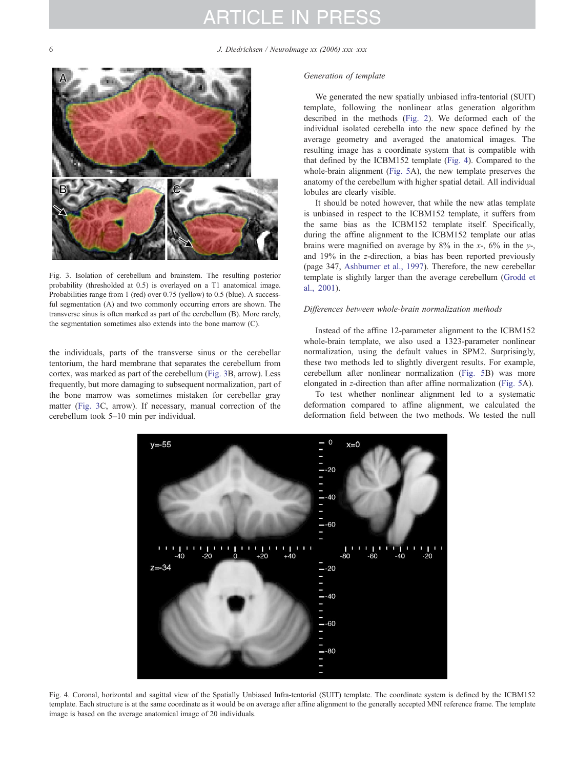Fig. 3. Isolation of cerebellum and brainstem. The resulting posterior probability (thresholded at 0.5) is overlayed on a T1 anatomical image. Probabilities range from 1 (red) over 0.75 (yellow) to 0.5 (blue). A successful segmentation (A) and two commonly occurring errors are shown. The transverse sinus is often marked as part of the cerebellum (B). More rarely, the segmentation sometimes also extends into the bone marrow (C).

the individuals, parts of the transverse sinus or the cerebellar tentorium, the hard membrane that separates the cerebellum from cortex, was marked as part of the cerebellum (Fig. 3B, arrow). Less frequently, but more damaging to subsequent normalization, part of the bone marrow was sometimes mistaken for cerebellar gray matter (Fig. 3C, arrow). If necessary, manual correction of the cerebellum took 5–10 min per individual.

*Generation of template*

We generated the new spatially unbiased infra-tentorial (SUIT) template, following the nonlinear atlas generation algorithm described in the methods (Fig. 2). We deformed each of the individual isolated cerebella into the new space defined by the average geometry and averaged the anatomical images. The resulting image has a coordinate system that is compatible with that defined by the ICBM152 template (Fig. 4). Compared to the whole-brain alignment (Fig. 5A), the new template preserves the anatomy of the cerebellum with higher spatial detail. All individual lobules are clearly visible.

It should be noted however, that while the new atlas template is unbiased in respect to the ICBM152 template, it suffers from the same bias as the ICBM152 template itself. Specifically, during the affine alignment to the ICBM152 template our atlas brains were magnified on average by 8% in the *x*-, 6% in the *y*-, and 19% in the *z*-direction, a bias has been reported previously (page 347, Ashburner et al., 1997). Therefore, the new cerebellar template is slightly larger than the average cerebellum (Grodd et al., 2001).

*Differences between whole-brain normalization methods*

Instead of the affine 12-parameter alignment to the ICBM152 whole-brain template, we also used a 1323-parameter nonlinear normalization, using the default values in SPM2. Surprisingly, these two methods led to slightly divergent results. For example, cerebellum after nonlinear normalization (Fig. 5B) was more elongated in *z*-direction than after affine normalization (Fig. 5A).

To test whether nonlinear alignment led to a systematic deformation compared to affine alignment, we calculated the deformation field between the two methods. We tested the null

Fig. 4. Coronal, horizontal and sagittal view of the Spatially Unbiased Infra-tentorial (SUIT) template. The coordinate system is defined by the ICBM152 template. Each structure is at the same coordinate as it would be on average after affine alignment to the generally accepted MNI reference frame. The template image is based on the average anatomical image of 20 individuals.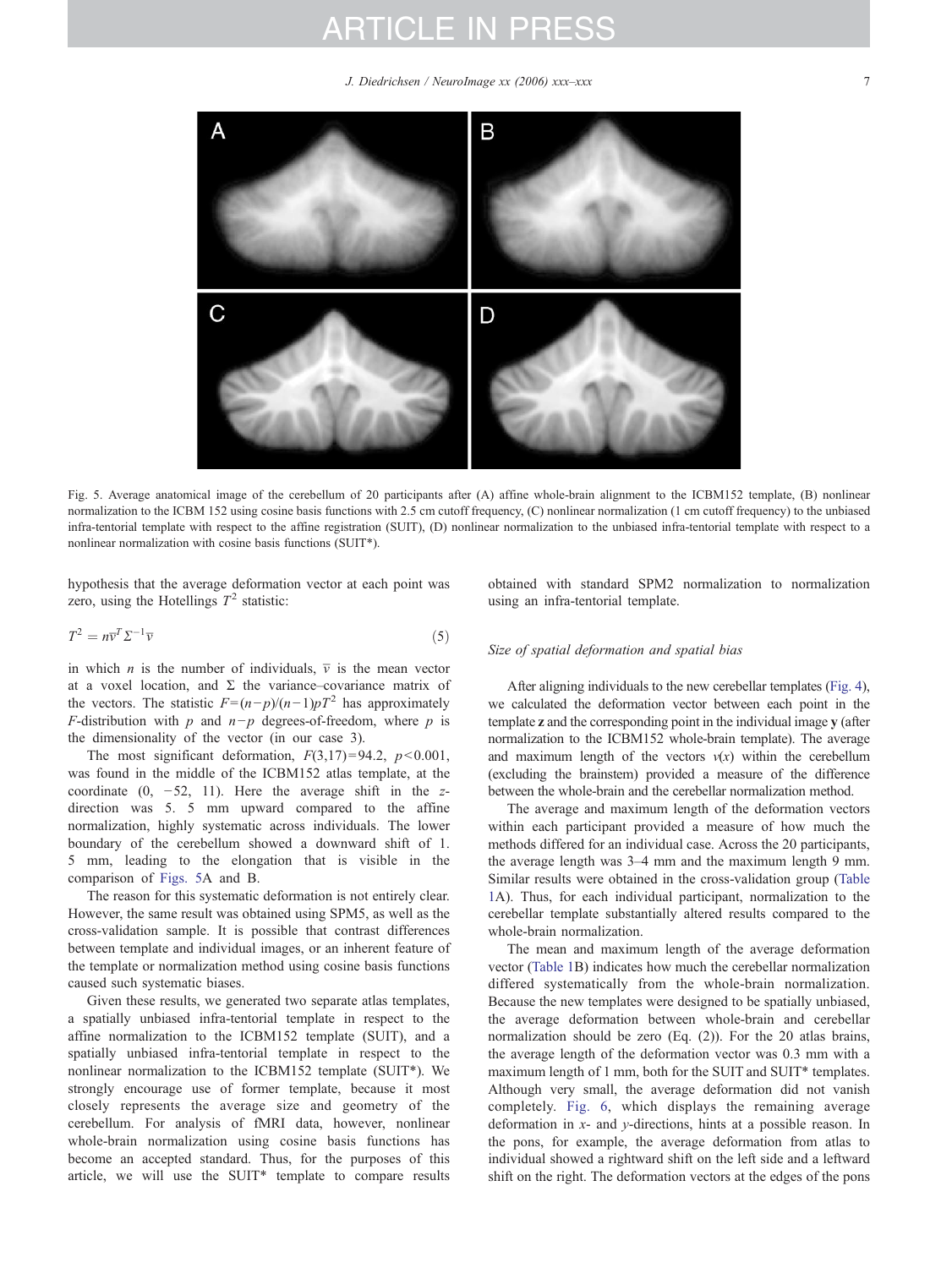Fig. 5. Average anatomical image of the cerebellum of 20 participants after (A) affine whole-brain alignment to the ICBM152 template, (B) nonlinear normalization to the ICBM 152 using cosine basis functions with 2.5 cm cutoff frequency, (C) nonlinear normalization (1 cm cutoff frequency) to the unbiased infra-tentorial template with respect to the affine registration (SUIT), (D) nonlinear normalization to the unbiased infra-tentorial template with respect to a nonlinear normalization with cosine basis functions (SUIT*).

hypothesis that the average deformation vector at each point was zero, using the Hotellings $T^2$ statistic:

$$T^2 = n\bar{v}^T \Sigma^{-1} \bar{v} \tag{5}$$

in which $n$ is the number of individuals, $\bar{v}$ is the mean vector at a voxel location, and $\Sigma$ the variance–covariance matrix of the vectors. The statistic $F=(n-p)/(n-1)pT^2$ has approximately $F$-distribution with $p$ and $n-p$ degrees-of-freedom, where $p$ is the dimensionality of the vector (in our case 3).

The most significant deformation, $F(3,17)=94.2$, $p<0.001$, was found in the middle of the ICBM152 atlas template, at the coordinate (0, −52, 11). Here the average shift in the $z$-direction was 5. 5 mm upward compared to the affine normalization, highly systematic across individuals. The lower boundary of the cerebellum showed a downward shift of 1. 5 mm, leading to the elongation that is visible in the comparison of Figs. 5A and B.

The reason for this systematic deformation is not entirely clear. However, the same result was obtained using SPM5, as well as the cross-validation sample. It is possible that contrast differences between template and individual images, or an inherent feature of the template or normalization method using cosine basis functions caused such systematic biases.

Given these results, we generated two separate atlas templates, a spatially unbiased infra-tentorial template in respect to the affine normalization to the ICBM152 template (SUIT), and a spatially unbiased infra-tentorial template in respect to the nonlinear normalization to the ICBM152 template (SUIT*). We strongly encourage use of former template, because it most closely represents the average size and geometry of the cerebellum. For analysis of fMRI data, however, nonlinear whole-brain normalization using cosine basis functions has become an accepted standard. Thus, for the purposes of this article, we will use the SUIT* template to compare results obtained with standard SPM2 normalization to normalization using an infra-tentorial template.

### *Size of spatial deformation and spatial bias*

After aligning individuals to the new cerebellar templates (Fig. 4), we calculated the deformation vector between each point in the template **z** and the corresponding point in the individual image **y** (after normalization to the ICBM152 whole-brain template). The average and maximum length of the vectors $v(x)$ within the cerebellum (excluding the brainstem) provided a measure of the difference between the whole-brain and the cerebellar normalization method.

The average and maximum length of the deformation vectors within each participant provided a measure of how much the methods differed for an individual case. Across the 20 participants, the average length was 3–4 mm and the maximum length 9 mm. Similar results were obtained in the cross-validation group (Table 1A). Thus, for each individual participant, normalization to the cerebellar template substantially altered results compared to the whole-brain normalization.

The mean and maximum length of the average deformation vector (Table 1B) indicates how much the cerebellar normalization differed systematically from the whole-brain normalization. Because the new templates were designed to be spatially unbiased, the average deformation between whole-brain and cerebellar normalization should be zero (Eq. (2)). For the 20 atlas brains, the average length of the deformation vector was 0.3 mm with a maximum length of 1 mm, both for the SUIT and SUIT* templates. Although very small, the average deformation did not vanish completely. Fig. 6, which displays the remaining average deformation in $x$- and $y$-directions, hints at a possible reason. In the pons, for example, the average deformation from atlas to individual showed a rightward shift on the left side and a leftward shift on the right. The deformation vectors at the edges of the pons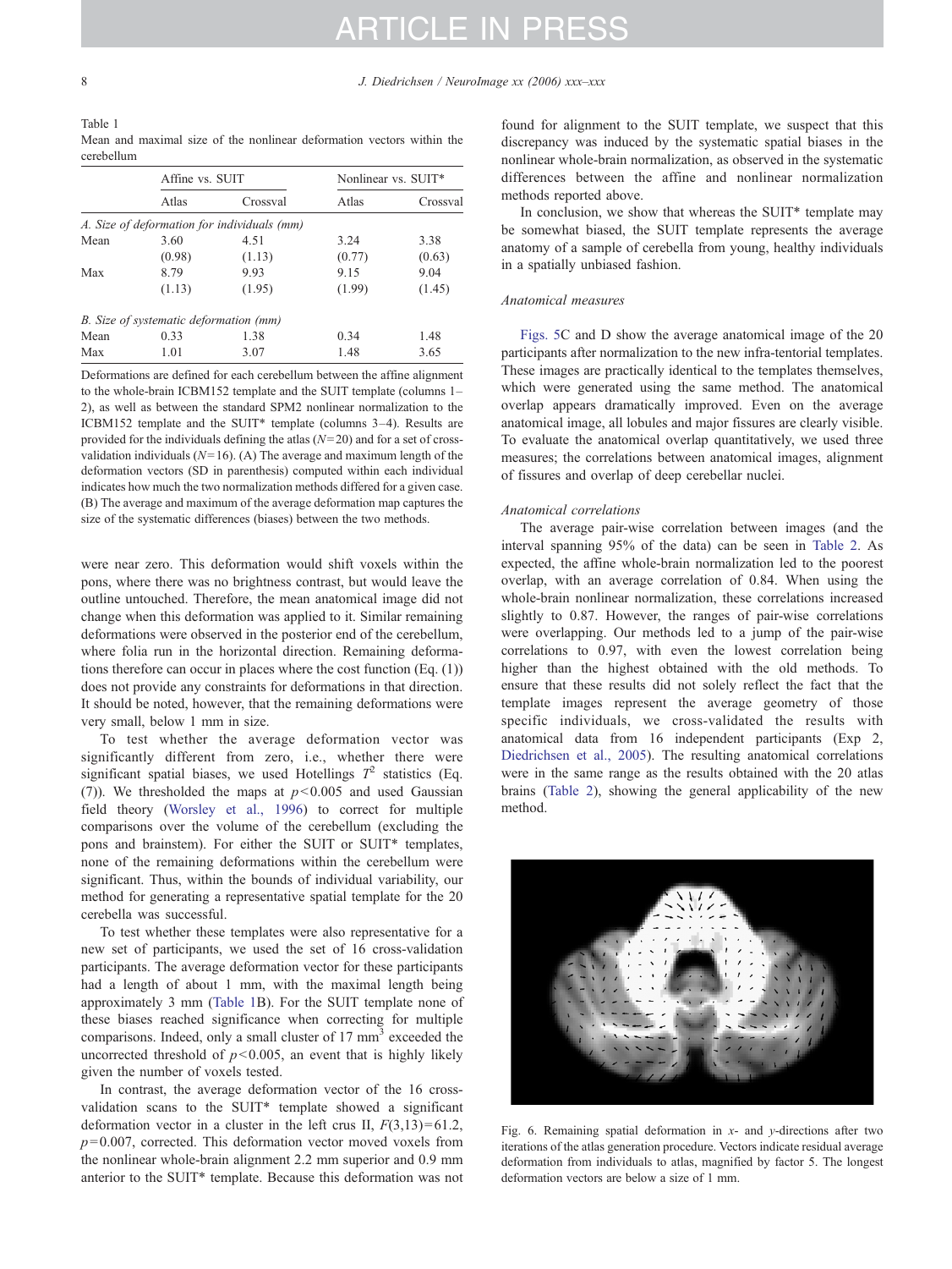Table 1
Mean and maximal size of the nonlinear deformation vectors within the cerebellum

| | Affine vs. SUIT | | Nonlinear vs. SUIT* | |
|---|---|---|---|---|
| | Atlas | Crossval | Atlas | Crossval |
| *A. Size of deformation for individuals (mm)* | | | | |
| Mean | 3.60 | 4.51 | 3.24 | 3.38 |
| | (0.98) | (1.13) | (0.77) | (0.63) |
| Max | 8.79 | 9.93 | 9.15 | 9.04 |
| | (1.13) | (1.95) | (1.99) | (1.45) |
| *B. Size of systematic deformation (mm)* | | | | |
| Mean | 0.33 | 1.38 | 0.34 | 1.48 |
| Max | 1.01 | 3.07 | 1.48 | 3.65 |

Deformations are defined for each cerebellum between the affine alignment to the whole-brain ICBM152 template and the SUIT template (columns 1–2), as well as between the standard SPM2 nonlinear normalization to the ICBM152 template and the SUIT* template (columns 3–4). Results are provided for the individuals defining the atlas ($N=20$) and for a set of cross-validation individuals ($N=16$). (A) The average and maximum length of the deformation vectors (SD in parenthesis) computed within each individual indicates how much the two normalization methods differed for a given case. (B) The average and maximum of the average deformation map captures the size of the systematic differences (biases) between the two methods.

were near zero. This deformation would shift voxels within the pons, where there was no brightness contrast, but would leave the outline untouched. Therefore, the mean anatomical image did not change when this deformation was applied to it. Similar remaining deformations were observed in the posterior end of the cerebellum, where folia run in the horizontal direction. Remaining deformations therefore can occur in places where the cost function (Eq. (1)) does not provide any constraints for deformations in that direction. It should be noted, however, that the remaining deformations were very small, below 1 mm in size.

To test whether the average deformation vector was significantly different from zero, i.e., whether there were significant spatial biases, we used Hotellings $T^2$ statistics (Eq. (7)). We thresholded the maps at $p<0.005$ and used Gaussian field theory (Worsley et al., 1996) to correct for multiple comparisons over the volume of the cerebellum (excluding the pons and brainstem). For either the SUIT or SUIT* templates, none of the remaining deformations within the cerebellum were significant. Thus, within the bounds of individual variability, our method for generating a representative spatial template for the 20 cerebella was successful.

To test whether these templates were also representative for a new set of participants, we used the set of 16 cross-validation participants. The average deformation vector for these participants had a length of about 1 mm, with the maximal length being approximately 3 mm (Table 1B). For the SUIT template none of these biases reached significance when correcting for multiple comparisons. Indeed, only a small cluster of 17 $mm^3$ exceeded the uncorrected threshold of $p<0.005$, an event that is highly likely given the number of voxels tested.

In contrast, the average deformation vector of the 16 cross-validation scans to the SUIT* template showed a significant deformation vector in a cluster in the left crus II, $F(3,13)=61.2$, $p=0.007$, corrected. This deformation vector moved voxels from the nonlinear whole-brain alignment 2.2 mm superior and 0.9 mm anterior to the SUIT* template. Because this deformation was not found for alignment to the SUIT template, we suspect that this discrepancy was induced by the systematic spatial biases in the nonlinear whole-brain normalization, as observed in the systematic differences between the affine and nonlinear normalization methods reported above.

In conclusion, we show that whereas the SUIT* template may be somewhat biased, the SUIT template represents the average anatomy of a sample of cerebella from young, healthy individuals in a spatially unbiased fashion.

### *Anatomical measures*

Figs. 5C and D show the average anatomical image of the 20 participants after normalization to the new infra-tentorial templates. These images are practically identical to the templates themselves, which were generated using the same method. The anatomical overlap appears dramatically improved. Even on the average anatomical image, all lobules and major fissures are clearly visible. To evaluate the anatomical overlap quantitatively, we used three measures; the correlations between anatomical images, alignment of fissures and overlap of deep cerebellar nuclei.

### *Anatomical correlations*

The average pair-wise correlation between images (and the interval spanning 95% of the data) can be seen in Table 2. As expected, the affine whole-brain normalization led to the poorest overlap, with an average correlation of 0.84. When using the whole-brain nonlinear normalization, these correlations increased slightly to 0.87. However, the ranges of pair-wise correlations were overlapping. Our methods led to a jump of the pair-wise correlations to 0.97, with even the lowest correlation being higher than the highest obtained with the old methods. To ensure that these results did not solely reflect the fact that the template images represent the average geometry of those specific individuals, we cross-validated the results with anatomical data from 16 independent participants (Exp 2, Diedrichsen et al., 2005). The resulting anatomical correlations were in the same range as the results obtained with the 20 atlas brains (Table 2), showing the general applicability of the new method.

Fig. 6. Remaining spatial deformation in $x$- and $y$-directions after two iterations of the atlas generation procedure. Vectors indicate residual average deformation from individuals to atlas, magnified by factor 5. The longest deformation vectors are below a size of 1 mm.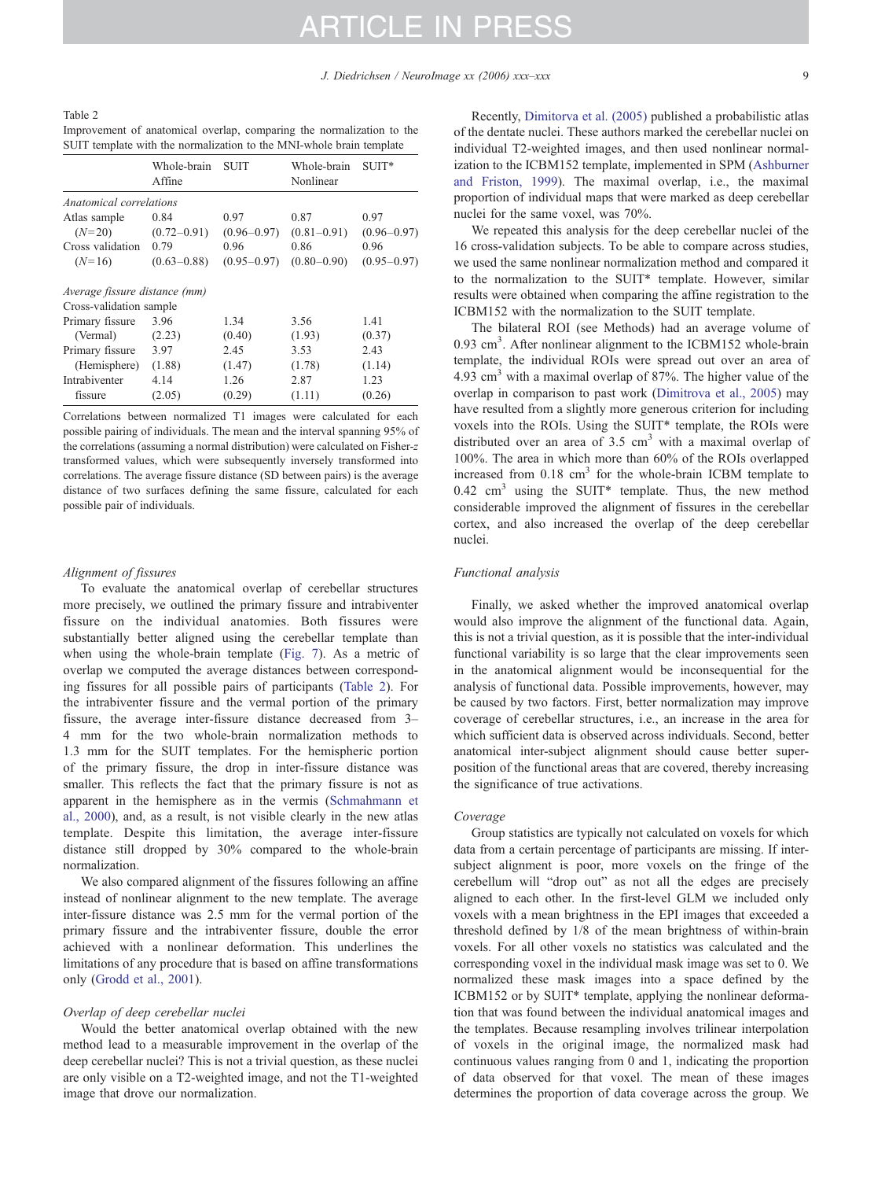Table 2
Improvement of anatomical overlap, comparing the normalization to the SUIT template with the normalization to the MNI-whole brain template

| | Whole-brain Affine | SUIT | Whole-brain Nonlinear | SUIT* |
|---|---|---|---|---|
| *Anatomical correlations* | | | | |
| Atlas sample | 0.84 | 0.97 | 0.87 | 0.97 |
| ($N$=20) | (0.72–0.91) | (0.96–0.97) | (0.81–0.91) | (0.96–0.97) |
| Cross validation | 0.79 | 0.96 | 0.86 | 0.96 |
| ($N$=16) | (0.63–0.88) | (0.95–0.97) | (0.80–0.90) | (0.95–0.97) |
| *Average fissure distance (mm)* | | | | |
| Cross-validation sample | | | | |
| Primary fissure | 3.96 | 1.34 | 3.56 | 1.41 |
| (Vermal) | (2.23) | (0.40) | (1.93) | (0.37) |
| Primary fissure | 3.97 | 2.45 | 3.53 | 2.43 |
| (Hemisphere) | (1.88) | (1.47) | (1.78) | (1.14) |
| Intrabiventer | 4.14 | 1.26 | 2.87 | 1.23 |
| fissure | (2.05) | (0.29) | (1.11) | (0.26) |

Correlations between normalized T1 images were calculated for each possible pairing of individuals. The mean and the interval spanning 95% of the correlations (assuming a normal distribution) were calculated on Fisher-$z$ transformed values, which were subsequently inversely transformed into correlations. The average fissure distance (SD between pairs) is the average distance of two surfaces defining the same fissure, calculated for each possible pair of individuals.

### *Alignment of fissures*

To evaluate the anatomical overlap of cerebellar structures more precisely, we outlined the primary fissure and intrabiventer fissure on the individual anatomies. Both fissures were substantially better aligned using the cerebellar template than when using the whole-brain template (Fig. 7). As a metric of overlap we computed the average distances between corresponding fissures for all possible pairs of participants (Table 2). For the intrabiventer fissure and the vermal portion of the primary fissure, the average inter-fissure distance decreased from 3–4 mm for the two whole-brain normalization methods to 1.3 mm for the SUIT templates. For the hemispheric portion of the primary fissure, the drop in inter-fissure distance was smaller. This reflects the fact that the primary fissure is not as apparent in the hemisphere as in the vermis (Schmahmann et al., 2000), and, as a result, is not visible clearly in the new atlas template. Despite this limitation, the average inter-fissure distance still dropped by 30% compared to the whole-brain normalization.

We also compared alignment of the fissures following an affine instead of nonlinear alignment to the new template. The average inter-fissure distance was 2.5 mm for the vermal portion of the primary fissure and the intrabiventer fissure, double the error achieved with a nonlinear deformation. This underlines the limitations of any procedure that is based on affine transformations only (Grodd et al., 2001).

### *Overlap of deep cerebellar nuclei*

Would the better anatomical overlap obtained with the new method lead to a measurable improvement in the overlap of the deep cerebellar nuclei? This is not a trivial question, as these nuclei are only visible on a T2-weighted image, and not the T1-weighted image that drove our normalization.

Recently, Dimitorva et al. (2005) published a probabilistic atlas of the dentate nuclei. These authors marked the cerebellar nuclei on individual T2-weighted images, and then used nonlinear normalization to the ICBM152 template, implemented in SPM (Ashburner and Friston, 1999). The maximal overlap, i.e., the maximal proportion of individual maps that were marked as deep cerebellar nuclei for the same voxel, was 70%.

We repeated this analysis for the deep cerebellar nuclei of the 16 cross-validation subjects. To be able to compare across studies, we used the same nonlinear normalization method and compared it to the normalization to the SUIT* template. However, similar results were obtained when comparing the affine registration to the ICBM152 with the normalization to the SUIT template.

The bilateral ROI (see Methods) had an average volume of 0.93 $cm^3$. After nonlinear alignment to the ICBM152 whole-brain template, the individual ROIs were spread out over an area of 4.93 $cm^3$ with a maximal overlap of 87%. The higher value of the overlap in comparison to past work (Dimitrova et al., 2005) may have resulted from a slightly more generous criterion for including voxels into the ROIs. Using the SUIT* template, the ROIs were distributed over an area of 3.5 $cm^3$ with a maximal overlap of 100%. The area in which more than 60% of the ROIs overlapped increased from 0.18 $cm^3$ for the whole-brain ICBM template to 0.42 $cm^3$ using the SUIT* template. Thus, the new method considerable improved the alignment of fissures in the cerebellar cortex, and also increased the overlap of the deep cerebellar nuclei.

### *Functional analysis*

Finally, we asked whether the improved anatomical overlap would also improve the alignment of the functional data. Again, this is not a trivial question, as it is possible that the inter-individual functional variability is so large that the clear improvements seen in the anatomical alignment would be inconsequential for the analysis of functional data. Possible improvements, however, may be caused by two factors. First, better normalization may improve coverage of cerebellar structures, i.e., an increase in the area for which sufficient data is observed across individuals. Second, better anatomical inter-subject alignment should cause better superposition of the functional areas that are covered, thereby increasing the significance of true activations.

### *Coverage*

Group statistics are typically not calculated on voxels for which data from a certain percentage of participants are missing. If inter-subject alignment is poor, more voxels on the fringe of the cerebellum will "drop out" as not all the edges are precisely aligned to each other. In the first-level GLM we included only voxels with a mean brightness in the EPI images that exceeded a threshold defined by 1/8 of the mean brightness of within-brain voxels. For all other voxels no statistics was calculated and the corresponding voxel in the individual mask image was set to 0. We normalized these mask images into a space defined by the ICBM152 or by SUIT* template, applying the nonlinear deformation that was found between the individual anatomical images and the templates. Because resampling involves trilinear interpolation of voxels in the original image, the normalized mask had continuous values ranging from 0 and 1, indicating the proportion of data observed for that voxel. The mean of these images determines the proportion of data coverage across the group. We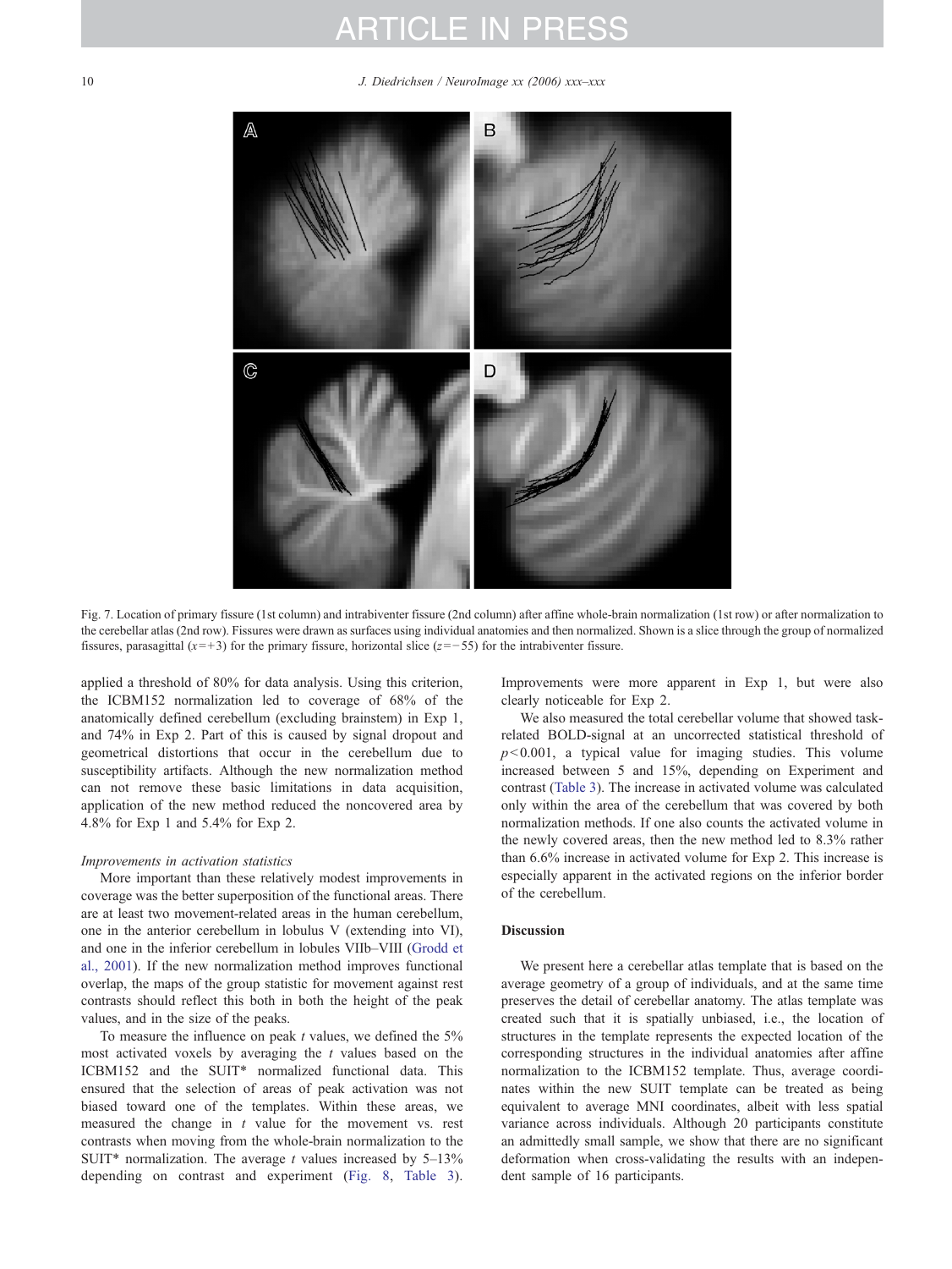A

B

C

D

Fig. 7. Location of primary fissure (1st column) and intrabiventer fissure (2nd column) after affine whole-brain normalization (1st row) or after normalization to the cerebellar atlas (2nd row). Fissures were drawn as surfaces using individual anatomies and then normalized. Shown is a slice through the group of normalized fissures, parasagittal ($x = +3$) for the primary fissure, horizontal slice ($z = -55$) for the intrabiventer fissure.

applied a threshold of 80% for data analysis. Using this criterion, the ICBM152 normalization led to coverage of 68% of the anatomically defined cerebellum (excluding brainstem) in Exp 1, and 74% in Exp 2. Part of this is caused by signal dropout and geometrical distortions that occur in the cerebellum due to susceptibility artifacts. Although the new normalization method can not remove these basic limitations in data acquisition, application of the new method reduced the noncovered area by 4.8% for Exp 1 and 5.4% for Exp 2.

*Improvements in activation statistics*

More important than these relatively modest improvements in coverage was the better superposition of the functional areas. There are at least two movement-related areas in the human cerebellum, one in the anterior cerebellum in lobulus V (extending into VI), and one in the inferior cerebellum in lobules VIIb–VIII (Grodd et al., 2001). If the new normalization method improves functional overlap, the maps of the group statistic for movement against rest contrasts should reflect this both in both the height of the peak values, and in the size of the peaks.

To measure the influence on peak $t$ values, we defined the 5% most activated voxels by averaging the $t$ values based on the ICBM152 and the SUIT* normalized functional data. This ensured that the selection of areas of peak activation was not biased toward one of the templates. Within these areas, we measured the change in $t$ value for the movement vs. rest contrasts when moving from the whole-brain normalization to the SUIT* normalization. The average $t$ values increased by 5–13% depending on contrast and experiment (Fig. 8, Table 3). Improvements were more apparent in Exp 1, but were also clearly noticeable for Exp 2.

We also measured the total cerebellar volume that showed task-related BOLD-signal at an uncorrected statistical threshold of $p < 0.001$, a typical value for imaging studies. This volume increased between 5 and 15%, depending on Experiment and contrast (Table 3). The increase in activated volume was calculated only within the area of the cerebellum that was covered by both normalization methods. If one also counts the activated volume in the newly covered areas, then the new method led to 8.3% rather than 6.6% increase in activated volume for Exp 2. This increase is especially apparent in the activated regions on the inferior border of the cerebellum.

## Discussion

We present here a cerebellar atlas template that is based on the average geometry of a group of individuals, and at the same time preserves the detail of cerebellar anatomy. The atlas template was created such that it is spatially unbiased, i.e., the location of structures in the template represents the expected location of the corresponding structures in the individual anatomies after affine normalization to the ICBM152 template. Thus, average coordinates within the new SUIT template can be treated as being equivalent to average MNI coordinates, albeit with less spatial variance across individuals. Although 20 participants constitute an admittedly small sample, we show that there are no significant deformation when cross-validating the results with an independent sample of 16 participants.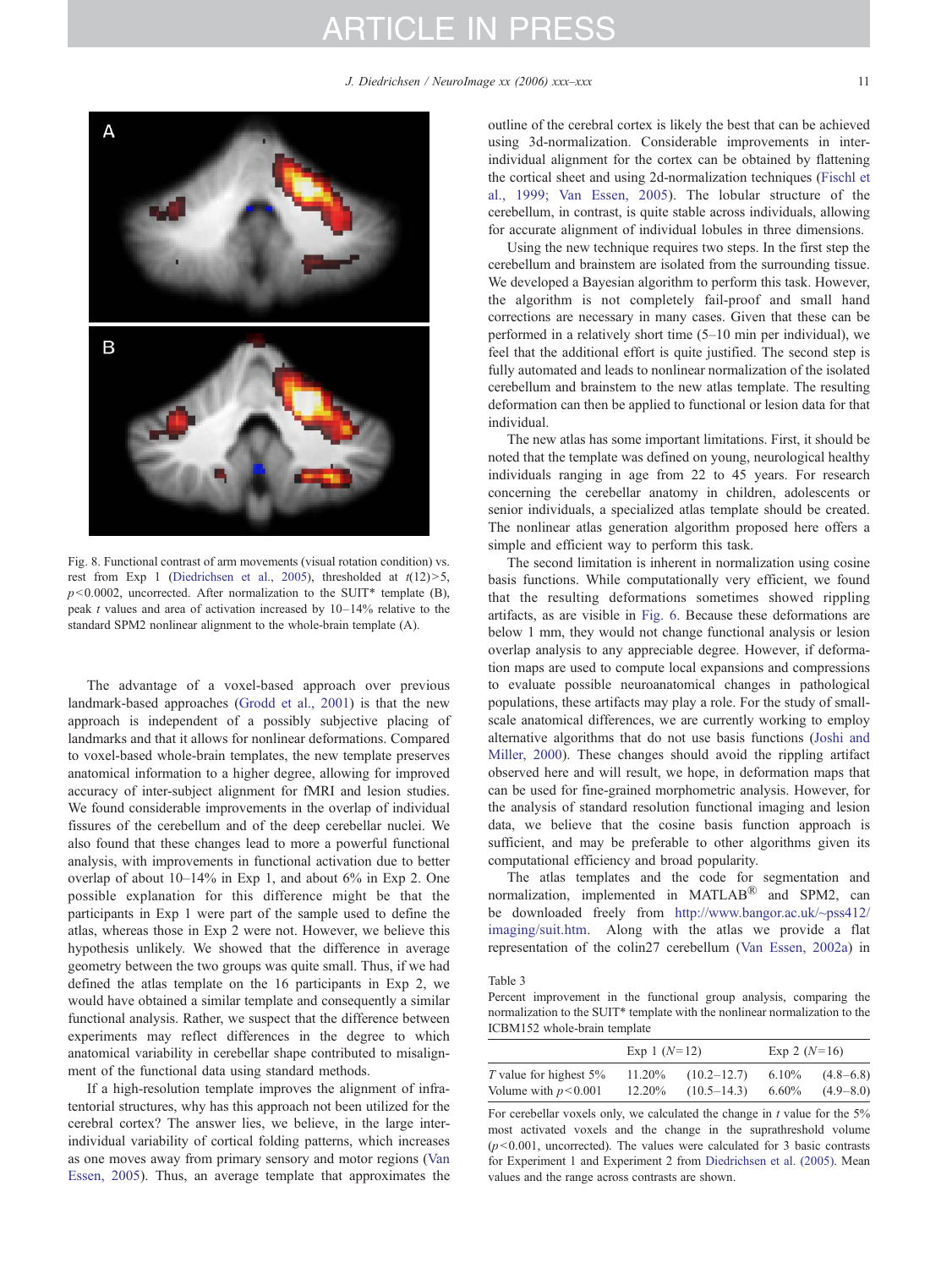A

B

Fig. 8. Functional contrast of arm movements (visual rotation condition) vs. rest from Exp 1 (Diedrichsen et al., 2005), thresholded at $t(12)>5$, $p<0.0002$, uncorrected. After normalization to the SUIT* template (B), peak $t$ values and area of activation increased by 10–14% relative to the standard SPM2 nonlinear alignment to the whole-brain template (A).

The advantage of a voxel-based approach over previous landmark-based approaches (Grodd et al., 2001) is that the new approach is independent of a possibly subjective placing of landmarks and that it allows for nonlinear deformations. Compared to voxel-based whole-brain templates, the new template preserves anatomical information to a higher degree, allowing for improved accuracy of inter-subject alignment for fMRI and lesion studies. We found considerable improvements in the alignment of individual fissures of the cerebellum and of the deep cerebellar nuclei. We also found that these changes lead to more a powerful functional analysis, with improvements in functional activation due to better overlap of about 10–14% in Exp 1, and about 6% in Exp 2. One possible explanation for this difference might be that the participants in Exp 1 were part of the sample used to define the atlas, whereas those in Exp 2 were not. However, we believe this hypothesis unlikely. We showed that the difference in average geometry between the two groups was quite small. Thus, if we had defined the atlas template on the 16 participants in Exp 2, we would have obtained a similar template and consequently a similar functional analysis. Rather, we suspect that the difference between experiments may reflect differences in the degree to which anatomical variability in cerebellar shape contributed to misalignment of the functional data using standard methods.

If a high-resolution template improves the alignment of infratentorial structures, why has this approach not been utilized for the cerebral cortex? The answer lies, we believe, in the large inter-individual variability of cortical folding patterns, which increases as one moves away from primary sensory and motor regions (Van Essen, 2005). Thus, an average template that approximates the outline of the cerebral cortex is likely the best that can be achieved using 3d-normalization. Considerable improvements in inter-individual alignment for the cortex can be obtained by flattening the cortical sheet and using 2d-normalization techniques (Fischl et al., 1999; Van Essen, 2005). The lobular structure of the cerebellum, in contrast, is quite stable across individuals, allowing for accurate alignment of individual lobules in three dimensions.

Using the new technique requires two steps. In the first step the cerebellum and brainstem are isolated from the surrounding tissue. We developed a Bayesian algorithm to perform this task. However, the algorithm is not completely fail-proof and small hand corrections are necessary in many cases. Given that these can be performed in a relatively short time (5–10 min per individual), we feel that the additional effort is quite justified. The second step is fully automated and leads to nonlinear normalization of the isolated cerebellum and brainstem to the new atlas template. The resulting deformation can then be applied to functional or lesion data for that individual.

The new atlas has some important limitations. First, it should be noted that the template was defined on young, neurological healthy individuals ranging in age from 22 to 45 years. For research concerning the cerebellar anatomy in children, adolescents or senior individuals, a specialized atlas template should be created. The nonlinear atlas generation algorithm proposed here offers a simple and efficient way to perform this task.

The second limitation is inherent in normalization using cosine basis functions. While computationally very efficient, we found that the resulting deformations sometimes showed rippling artifacts, as are visible in Fig. 6. Because these deformations are below 1 mm, they would not change functional analysis or lesion overlap analysis to any appreciable degree. However, if deformation maps are used to compute local expansions and compressions to evaluate possible neuroanatomical changes in pathological populations, these artifacts may play a role. For the study of small-scale anatomical differences, we are currently working to employ alternative algorithms that do not use basis functions (Joshi and Miller, 2000). These changes should avoid the rippling artifact observed here and will result, we hope, in deformation maps that can be used for fine-grained morphometric analysis. However, for the analysis of standard resolution functional imaging and lesion data, we believe that the cosine basis function approach is sufficient, and may be preferable to other algorithms given its computational efficiency and broad popularity.

The atlas templates and the code for segmentation and normalization, implemented in MATLAB® and SPM2, can be downloaded freely from http://www.bangor.ac.uk/~pss412/imaging/suit.htm. Along with the atlas we provide a flat representation of the colin27 cerebellum (Van Essen, 2002a) in

Table 3
Percent improvement in the functional group analysis, comparing the normalization to the SUIT* template with the nonlinear normalization to the ICBM152 whole-brain template

| | Exp 1 ($N=12$) | | Exp 2 ($N=16$) | |
|---|---|---|---|---|
| $T$ value for highest 5% | 11.20% | (10.2–12.7) | 6.10% | (4.8–6.8) |
| Volume with $p<0.001$ | 12.20% | (10.5–14.3) | 6.60% | (4.9–8.0) |

For cerebellar voxels only, we calculated the change in $t$ value for the 5% most activated voxels and the change in the suprathreshold volume ($p<0.001$, uncorrected). The values were calculated for 3 basic contrasts for Experiment 1 and Experiment 2 from Diedrichsen et al. (2005). Mean values and the range across contrasts are shown.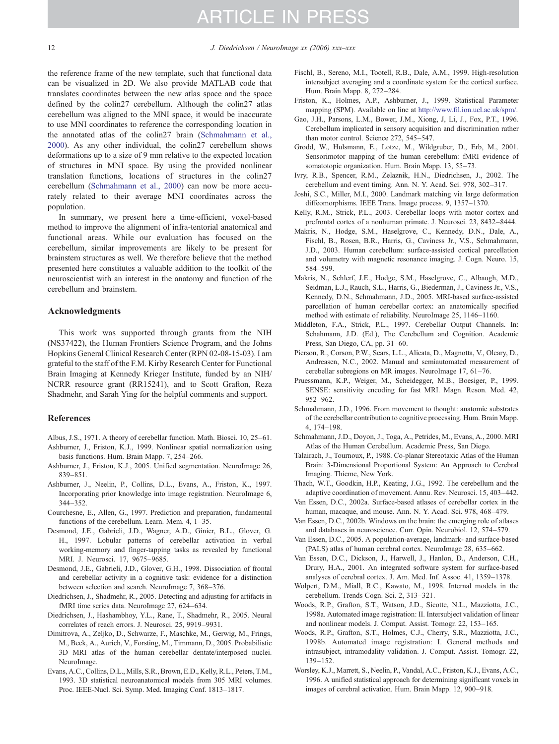the reference frame of the new template, such that functional data can be visualized in 2D. We also provide MATLAB code that translates coordinates between the new atlas space and the space defined by the colin27 cerebellum. Although the colin27 atlas cerebellum was aligned to the MNI space, it would be inaccurate to use MNI coordinates to reference the corresponding location in the annotated atlas of the colin27 brain (Schmahmann et al., 2000). As any other individual, the colin27 cerebellum shows deformations up to a size of 9 mm relative to the expected location of structures in MNI space. By using the provided nonlinear translation functions, locations of structures in the colin27 cerebellum (Schmahmann et al., 2000) can now be more accurately related to their average MNI coordinates across the population.

In summary, we present here a time-efficient, voxel-based method to improve the alignment of infra-tentorial anatomical and functional areas. While our evaluation has focused on the cerebellum, similar improvements are likely to be present for brainstem structures as well. We therefore believe that the method presented here constitutes a valuable addition to the toolkit of the neuroscientist with an interest in the anatomy and function of the cerebellum and brainstem.

## Acknowledgments

This work was supported through grants from the NIH (NS37422), the Human Frontiers Science Program, and the Johns Hopkins General Clinical Research Center (RPN 02-08-15-03). I am grateful to the staff of the F.M. Kirby Research Center for Functional Brain Imaging at Kennedy Krieger Institute, funded by an NIH/NCRR resource grant (RR15241), and to Scott Grafton, Reza Shadmehr, and Sarah Ying for the helpful comments and support.

## References

Albus, J.S., 1971. A theory of cerebellar function. Math. Biosci. 10, 25–61.

Ashburner, J., Friston, K.J., 1999. Nonlinear spatial normalization using basis functions. Hum. Brain Mapp. 7, 254–266.

Ashburner, J., Friston, K.J., 2005. Unified segmentation. NeuroImage 26, 839–851.

Ashburner, J., Neelin, P., Collins, D.L., Evans, A., Friston, K., 1997. Incorporating prior knowledge into image registration. NeuroImage 6, 344–352.

Courchesne, E., Allen, G., 1997. Prediction and preparation, fundamental functions of the cerebellum. Learn. Mem. 4, 1–35.

Desmond, J.E., Gabrieli, J.D., Wagner, A.D., Ginier, B.L., Glover, G. H., 1997. Lobular patterns of cerebellar activation in verbal working-memory and finger-tapping tasks as revealed by functional MRI. J. Neurosci. 17, 9675–9685.

Desmond, J.E., Gabrieli, J.D., Glover, G.H., 1998. Dissociation of frontal and cerebellar activity in a cognitive task: evidence for a distinction between selection and search. NeuroImage 7, 368–376.

Diedrichsen, J., Shadmehr, R., 2005. Detecting and adjusting for artifacts in fMRI time series data. NeuroImage 27, 624–634.

Diedrichsen, J., Hashambhoy, Y.L., Rane, T., Shadmehr, R., 2005. Neural correlates of reach errors. J. Neurosci. 25, 9919–9931.

Dimitrova, A., Zeljko, D., Schwarze, F., Maschke, M., Gerwig, M., Frings, M., Beck, A., Aurich, V., Forsting, M., Timmann, D., 2005. Probabilistic 3D MRI atlas of the human cerebellar dentate/interposed nuclei. NeuroImage.

Evans, A.C., Collins, D.L., Mills, S.R., Brown, E.D., Kelly, R.L., Peters, T.M., 1993. 3D statistical neuroanatomical models from 305 MRI volumes. Proc. IEEE-Nucl. Sci. Symp. Med. Imaging Conf. 1813–1817.

Fischl, B., Sereno, M.I., Tootell, R.B., Dale, A.M., 1999. High-resolution intersubject averaging and a coordinate system for the cortical surface. Hum. Brain Mapp. 8, 272–284.

Friston, K., Holmes, A.P., Ashburner, J., 1999. Statistical Parameter mapping (SPM). Available on line at http://www.fil.ion.ucl.ac.uk/spm/.

Gao, J.H., Parsons, L.M., Bower, J.M., Xiong, J, Li, J., Fox, P.T., 1996. Cerebellum implicated in sensory acquisition and discrimination rather than motor control. Science 272, 545–547.

Grodd, W., Hulsmann, E., Lotze, M., Wildgruber, D., Erb, M., 2001. Sensorimotor mapping of the human cerebellum: fMRI evidence of somatotopic organization. Hum. Brain Mapp. 13, 55–73.

Ivry, R.B., Spencer, R.M., Zelaznik, H.N., Diedrichsen, J., 2002. The cerebellum and event timing. Ann. N. Y. Acad. Sci. 978, 302–317.

Joshi, S.C., Miller, M.I., 2000. Landmark matching via large deformation diffeomorphisms. IEEE Trans. Image process. 9, 1357–1370.

Kelly, R.M., Strick, P.L., 2003. Cerebellar loops with motor cortex and prefrontal cortex of a nonhuman primate. J. Neurosci. 23, 8432–8444.

Makris, N., Hodge, S.M., Haselgrove, C., Kennedy, D.N., Dale, A., Fischl, B., Rosen, B.R., Harris, G., Caviness Jr., V.S., Schmahmann, J.D., 2003. Human cerebellum: surface-assisted cortical parcellation and volumetry with magnetic resonance imaging. J. Cogn. Neuro. 15, 584–599.

Makris, N., Schlerf, J.E., Hodge, S.M., Haselgrove, C., Albaugh, M.D., Seidman, L.J., Rauch, S.L., Harris, G., Biederman, J., Caviness Jr., V.S., Kennedy, D.N., Schmahmann, J.D., 2005. MRI-based surface-assisted parcellation of human cerebellar cortex: an anatomically specified method with estimate of reliability. NeuroImage 25, 1146–1160.

Middleton, F.A., Strick, P.L., 1997. Cerebellar Output Channels. In: Schahmann, J.D. (Ed.), The Cerebellum and Cognition. Academic Press, San Diego, CA, pp. 31–60.

Pierson, R., Corson, P.W., Sears, L.L., Alicata, D., Magnotta, V., Oleary, D., Andreasen, N.C., 2002. Manual and semiautomated measurement of cerebellar subregions on MR images. NeuroImage 17, 61–76.

Pruessmann, K.P., Weiger, M., Scheidegger, M.B., Boesiger, P., 1999. SENSE: sensitivity encoding for fast MRI. Magn. Reson. Med. 42, 952–962.

Schmahmann, J.D., 1996. From movement to thought: anatomic substrates of the cerebellar contribution to cognitive processing. Hum. Brain Mapp. 4, 174–198.

Schmahmann, J.D., Doyon, J., Toga, A., Petrides, M., Evans, A., 2000. MRI Atlas of the Human Cerebellum. Academic Press, San Diego.

Talairach, J., Tournoux, P., 1988. Co-planar Stereotaxic Atlas of the Human Brain: 3-Dimensional Proportional System: An Approach to Cerebral Imaging. Thieme, New York.

Thach, W.T., Goodkin, H.P., Keating, J.G., 1992. The cerebellum and the adaptive coordination of movement. Annu. Rev. Neurosci. 15, 403–442.

Van Essen, D.C., 2002a. Surface-based atlases of cerebellar cortex in the human, macaque, and mouse. Ann. N. Y. Acad. Sci. 978, 468–479.

Van Essen, D.C., 2002b. Windows on the brain: the emerging role of atlases and databases in neuroscience. Curr. Opin. Neurobiol. 12, 574–579.

Van Essen, D.C., 2005. A population-average, landmark- and surface-based (PALS) atlas of human cerebral cortex. NeuroImage 28, 635–662.

Van Essen, D.C., Dickson, J., Harwell, J., Hanlon, D., Anderson, C.H., Drury, H.A., 2001. An integrated software system for surface-based analyses of cerebral cortex. J. Am. Med. Inf. Assoc. 41, 1359–1378.

Wolpert, D.M., Miall, R.C., Kawato, M., 1998. Internal models in the cerebellum. Trends Cogn. Sci. 2, 313–321.

Woods, R.P., Grafton, S.T., Watson, J.D., Sicotte, N.L., Mazziotta, J.C., 1998a. Automated image registration: II. Intersubject validation of linear and nonlinear models. J. Comput. Assist. Tomogr. 22, 153–165.

Woods, R.P., Grafton, S.T., Holmes, C.J., Cherry, S.R., Mazziotta, J.C., 1998b. Automated image registration: I. General methods and intrasubject, intramodality validation. J. Comput. Assist. Tomogr. 22, 139–152.

Worsley, K.J., Marrett, S., Neelin, P., Vandal, A.C., Friston, K.J., Evans, A.C., 1996. A unified statistical approach for determining significant voxels in images of cerebral activation. Hum. Brain Mapp. 12, 900–918.